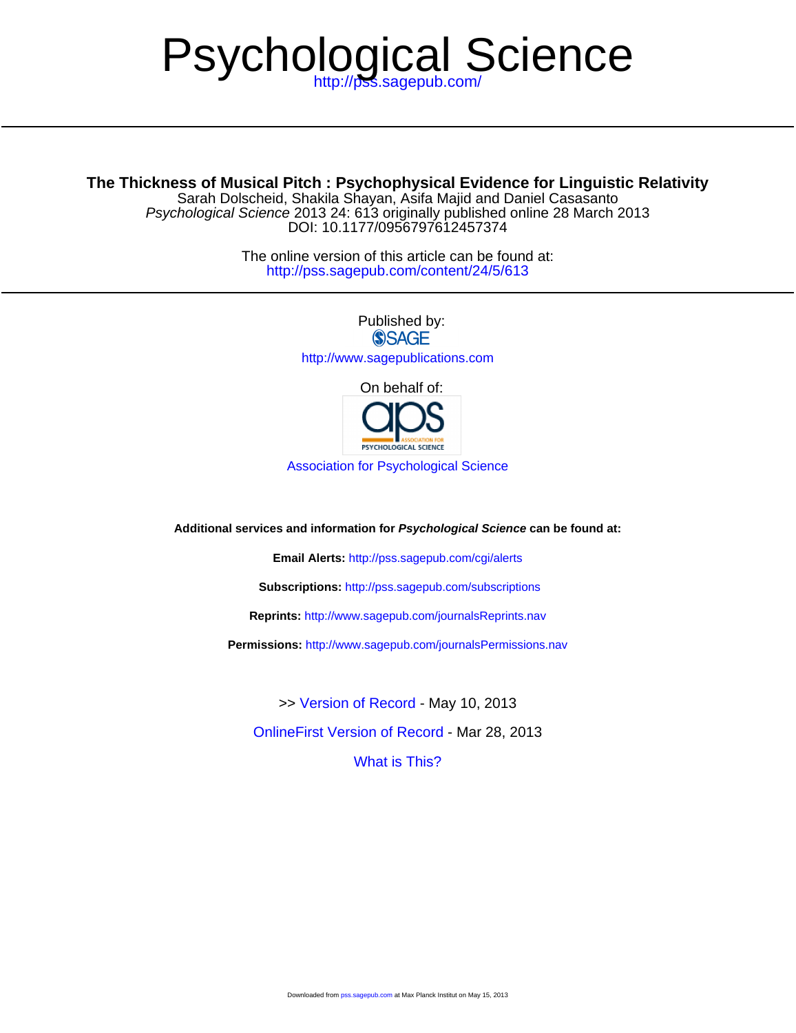# Psychological Science

http://pss.sagepub.com/

## The Thickness of Musical Pitch : Psychophysical Evidence for Linguistic Relativity

Sarah Dolscheid, Shakila Shayan, Asifa Majid and Daniel Casasanto

*Psychological Science* 2013 24: 613 originally published online 28 March 2013

DOI: 10.1177/0956797612457374

The online version of this article can be found at:

http://pss.sagepub.com/content/24/5/613

Published by:

SAGE

http://www.sagepublications.com

On behalf of:

Association for Psychological Science

**Additional services and information for *Psychological Science* can be found at:**

**Email Alerts:** http://pss.sagepub.com/cgi/alerts

**Subscriptions:** http://pss.sagepub.com/subscriptions

**Reprints:** http://www.sagepub.com/journalsReprints.nav

**Permissions:** http://www.sagepub.com/journalsPermissions.nav

>> Version of Record - May 10, 2013

OnlineFirst Version of Record - Mar 28, 2013

What is This?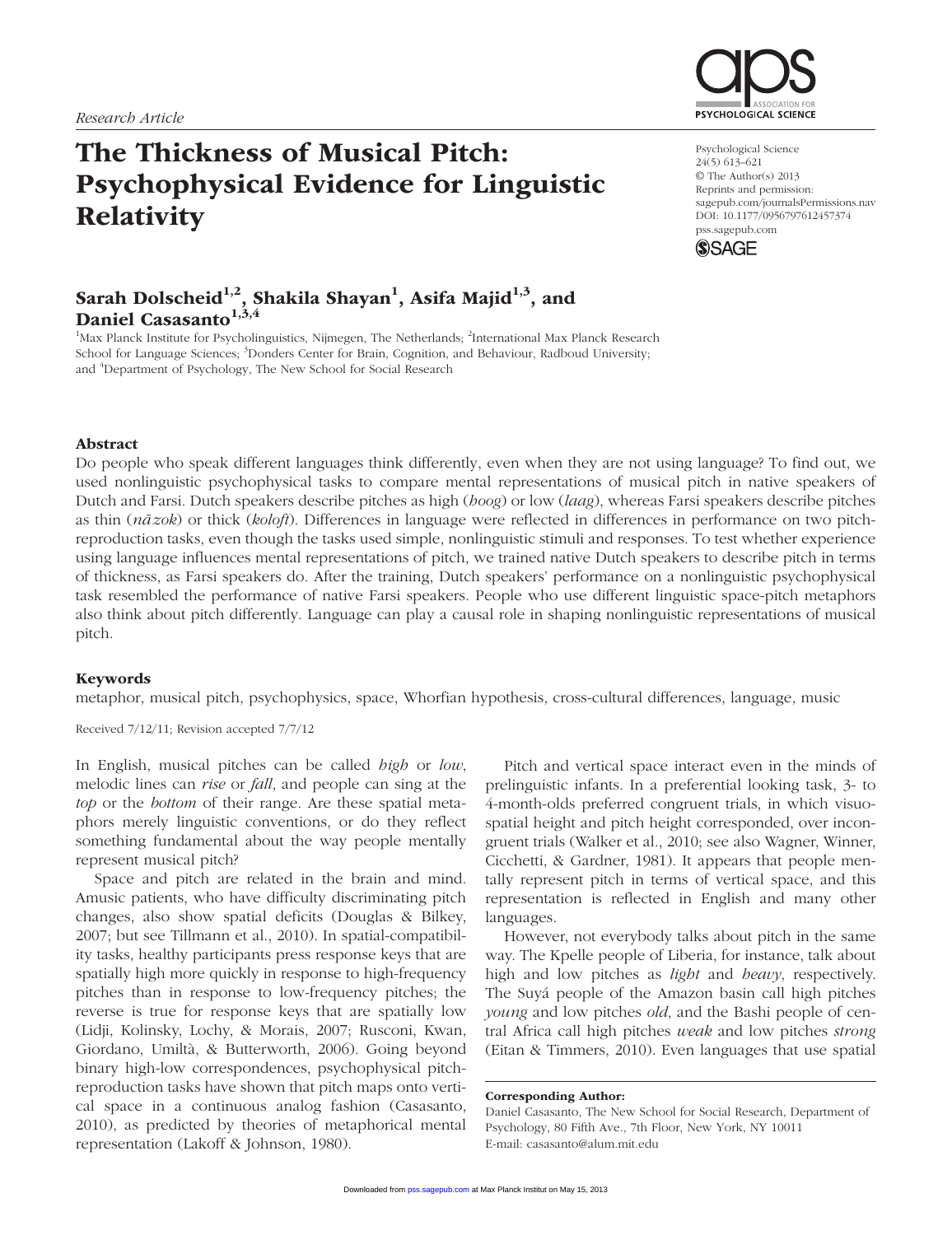Research Article

# The Thickness of Musical Pitch: Psychophysical Evidence for Linguistic Relativity

Psychological Science
24(5) 613–621
© The Author(s) 2013
Reprints and permission:
sagepub.com/journalsPermissions.nav
DOI: 10.1177/0956797612457374
pss.sagepub.com

## Sarah Dolscheid[1,2], Shakila Shayan[1], Asifa Majid[1,3], and Daniel Casasanto[1,3,4]

[1]Max Planck Institute for Psycholinguistics, Nijmegen, The Netherlands; [2]International Max Planck Research School for Language Sciences; [3]Donders Center for Brain, Cognition, and Behaviour, Radboud University; and [4]Department of Psychology, The New School for Social Research

### Abstract

Do people who speak different languages think differently, even when they are not using language? To find out, we used nonlinguistic psychophysical tasks to compare mental representations of musical pitch in native speakers of Dutch and Farsi. Dutch speakers describe pitches as high (*hoog*) or low (*laag*), whereas Farsi speakers describe pitches as thin (*nāzok*) or thick (*koloft*). Differences in language were reflected in differences in performance on two pitch-reproduction tasks, even though the tasks used simple, nonlinguistic stimuli and responses. To test whether experience using language influences mental representations of pitch, we trained native Dutch speakers to describe pitch in terms of thickness, as Farsi speakers do. After the training, Dutch speakers' performance on a nonlinguistic psychophysical task resembled the performance of native Farsi speakers. People who use different linguistic space-pitch metaphors also think about pitch differently. Language can play a causal role in shaping nonlinguistic representations of musical pitch.

### Keywords

metaphor, musical pitch, psychophysics, space, Whorfian hypothesis, cross-cultural differences, language, music

Received 7/12/11; Revision accepted 7/7/12

In English, musical pitches can be called *high* or *low*, melodic lines can *rise* or *fall*, and people can sing at the *top* or the *bottom* of their range. Are these spatial metaphors merely linguistic conventions, or do they reflect something fundamental about the way people mentally represent musical pitch?

Space and pitch are related in the brain and mind. Amusic patients, who have difficulty discriminating pitch changes, also show spatial deficits (Douglas & Bilkey, 2007; but see Tillmann et al., 2010). In spatial-compatibility tasks, healthy participants press response keys that are spatially high more quickly in response to high-frequency pitches than in response to low-frequency pitches; the reverse is true for response keys that are spatially low (Lidji, Kolinsky, Lochy, & Morais, 2007; Rusconi, Kwan, Giordano, Umiltà, & Butterworth, 2006). Going beyond binary high-low correspondences, psychophysical pitch-reproduction tasks have shown that pitch maps onto vertical space in a continuous analog fashion (Casasanto, 2010), as predicted by theories of metaphorical mental representation (Lakoff & Johnson, 1980).

Pitch and vertical space interact even in the minds of prelinguistic infants. In a preferential looking task, 3- to 4-month-olds preferred congruent trials, in which visuospatial height and pitch height corresponded, over incongruent trials (Walker et al., 2010; see also Wagner, Winner, Cicchetti, & Gardner, 1981). It appears that people mentally represent pitch in terms of vertical space, and this representation is reflected in English and many other languages.

However, not everybody talks about pitch in the same way. The Kpelle people of Liberia, for instance, talk about high and low pitches as *light* and *heavy*, respectively. The Suyá people of the Amazon basin call high pitches *young* and low pitches *old*, and the Bashi people of central Africa call high pitches *weak* and low pitches *strong* (Eitan & Timmers, 2010). Even languages that use spatial

**Corresponding Author:**
Daniel Casasanto, The New School for Social Research, Department of Psychology, 80 Fifth Ave., 7th Floor, New York, NY 10011
E-mail: casasanto@alum.mit.edu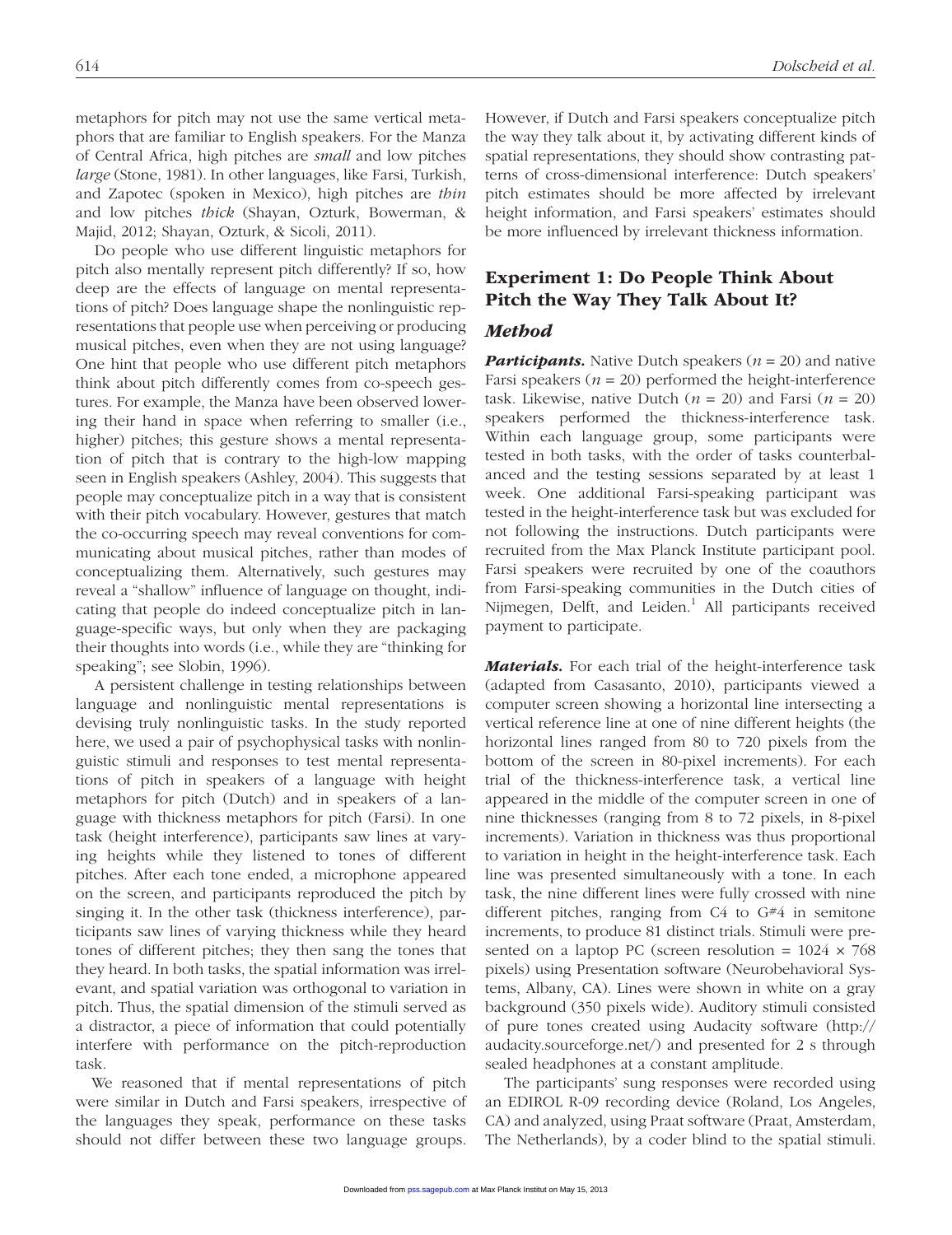metaphors for pitch may not use the same vertical metaphors that are familiar to English speakers. For the Manza of Central Africa, high pitches are *small* and low pitches *large* (Stone, 1981). In other languages, like Farsi, Turkish, and Zapotec (spoken in Mexico), high pitches are *thin* and low pitches *thick* (Shayan, Ozturk, Bowerman, & Majid, 2012; Shayan, Ozturk, & Sicoli, 2011).

Do people who use different linguistic metaphors for pitch also mentally represent pitch differently? If so, how deep are the effects of language on mental representations of pitch? Does language shape the nonlinguistic representations that people use when perceiving or producing musical pitches, even when they are not using language? One hint that people who use different pitch metaphors think about pitch differently comes from co-speech gestures. For example, the Manza have been observed lowering their hand in space when referring to smaller (i.e., higher) pitches; this gesture shows a mental representation of pitch that is contrary to the high-low mapping seen in English speakers (Ashley, 2004). This suggests that people may conceptualize pitch in a way that is consistent with their pitch vocabulary. However, gestures that match the co-occurring speech may reveal conventions for communicating about musical pitches, rather than modes of conceptualizing them. Alternatively, such gestures may reveal a "shallow" influence of language on thought, indicating that people do indeed conceptualize pitch in language-specific ways, but only when they are packaging their thoughts into words (i.e., while they are "thinking for speaking"; see Slobin, 1996).

A persistent challenge in testing relationships between language and nonlinguistic mental representations is devising truly nonlinguistic tasks. In the study reported here, we used a pair of psychophysical tasks with nonlinguistic stimuli and responses to test mental representations of pitch in speakers of a language with height metaphors for pitch (Dutch) and in speakers of a language with thickness metaphors for pitch (Farsi). In one task (height interference), participants saw lines at varying heights while they listened to tones of different pitches. After each tone ended, a microphone appeared on the screen, and participants reproduced the pitch by singing it. In the other task (thickness interference), participants saw lines of varying thickness while they heard tones of different pitches; they then sang the tones that they heard. In both tasks, the spatial information was irrelevant, and spatial variation was orthogonal to variation in pitch. Thus, the spatial dimension of the stimuli served as a distractor, a piece of information that could potentially interfere with performance on the pitch-reproduction task.

We reasoned that if mental representations of pitch were similar in Dutch and Farsi speakers, irrespective of the languages they speak, performance on these tasks should not differ between these two language groups. However, if Dutch and Farsi speakers conceptualize pitch the way they talk about it, by activating different kinds of spatial representations, they should show contrasting patterns of cross-dimensional interference: Dutch speakers' pitch estimates should be more affected by irrelevant height information, and Farsi speakers' estimates should be more influenced by irrelevant thickness information.

## Experiment 1: Do People Think About Pitch the Way They Talk About It?

### Method

***Participants.*** Native Dutch speakers ($n$ = 20) and native Farsi speakers ($n$ = 20) performed the height-interference task. Likewise, native Dutch ($n$ = 20) and Farsi ($n$ = 20) speakers performed the thickness-interference task. Within each language group, some participants were tested in both tasks, with the order of tasks counterbalanced and the testing sessions separated by at least 1 week. One additional Farsi-speaking participant was tested in the height-interference task but was excluded for not following the instructions. Dutch participants were recruited from the Max Planck Institute participant pool. Farsi speakers were recruited by one of the coauthors from Farsi-speaking communities in the Dutch cities of Nijmegen, Delft, and Leiden.[1] All participants received payment to participate.

***Materials.*** For each trial of the height-interference task (adapted from Casasanto, 2010), participants viewed a computer screen showing a horizontal line intersecting a vertical reference line at one of nine different heights (the horizontal lines ranged from 80 to 720 pixels from the bottom of the screen in 80-pixel increments). For each trial of the thickness-interference task, a vertical line appeared in the middle of the computer screen in one of nine thicknesses (ranging from 8 to 72 pixels, in 8-pixel increments). Variation in thickness was thus proportional to variation in height in the height-interference task. Each line was presented simultaneously with a tone. In each task, the nine different lines were fully crossed with nine different pitches, ranging from C4 to G#4 in semitone increments, to produce 81 distinct trials. Stimuli were presented on a laptop PC (screen resolution = 1024 × 768 pixels) using Presentation software (Neurobehavioral Systems, Albany, CA). Lines were shown in white on a gray background (350 pixels wide). Auditory stimuli consisted of pure tones created using Audacity software (http://audacity.sourceforge.net/) and presented for 2 s through sealed headphones at a constant amplitude.

The participants' sung responses were recorded using an EDIROL R-09 recording device (Roland, Los Angeles, CA) and analyzed, using Praat software (Praat, Amsterdam, The Netherlands), by a coder blind to the spatial stimuli.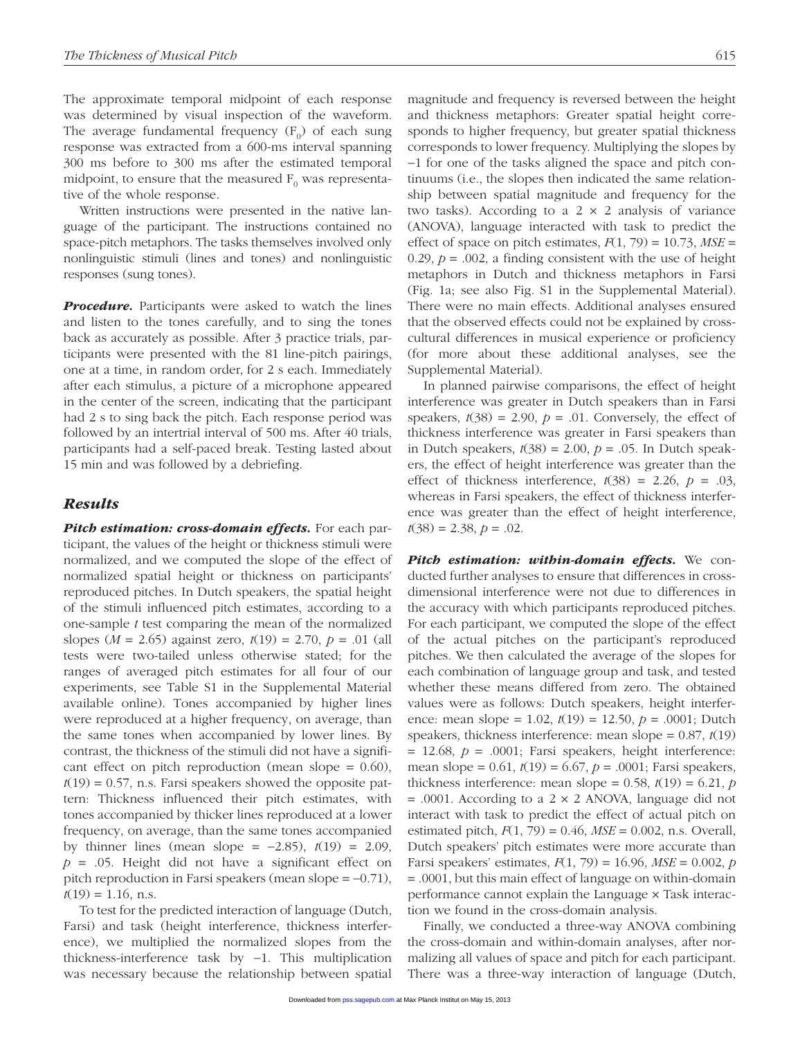The approximate temporal midpoint of each response was determined by visual inspection of the waveform. The average fundamental frequency ($F_0$) of each sung response was extracted from a 600-ms interval spanning 300 ms before to 300 ms after the estimated temporal midpoint, to ensure that the measured $F_0$ was representative of the whole response.

Written instructions were presented in the native language of the participant. The instructions contained no space-pitch metaphors. The tasks themselves involved only nonlinguistic stimuli (lines and tones) and nonlinguistic responses (sung tones).

***Procedure.*** Participants were asked to watch the lines and listen to the tones carefully, and to sing the tones back as accurately as possible. After 3 practice trials, participants were presented with the 81 line-pitch pairings, one at a time, in random order, for 2 s each. Immediately after each stimulus, a picture of a microphone appeared in the center of the screen, indicating that the participant had 2 s to sing back the pitch. Each response period was followed by an intertrial interval of 500 ms. After 40 trials, participants had a self-paced break. Testing lasted about 15 min and was followed by a debriefing.

## Results

***Pitch estimation: cross-domain effects.*** For each participant, the values of the height or thickness stimuli were normalized, and we computed the slope of the effect of normalized spatial height or thickness on participants' reproduced pitches. In Dutch speakers, the spatial height of the stimuli influenced pitch estimates, according to a one-sample $t$ test comparing the mean of the normalized slopes ($M = 2.65$) against zero, $t(19) = 2.70$, $p = .01$ (all tests were two-tailed unless otherwise stated; for the ranges of averaged pitch estimates for all four of our experiments, see Table S1 in the Supplemental Material available online). Tones accompanied by higher lines were reproduced at a higher frequency, on average, than the same tones when accompanied by lower lines. By contrast, the thickness of the stimuli did not have a significant effect on pitch reproduction (mean slope = 0.60), $t(19) = 0.57$, n.s. Farsi speakers showed the opposite pattern: Thickness influenced their pitch estimates, with tones accompanied by thicker lines reproduced at a lower frequency, on average, than the same tones accompanied by thinner lines (mean slope = −2.85), $t(19) = 2.09$, $p = .05$. Height did not have a significant effect on pitch reproduction in Farsi speakers (mean slope = −0.71), $t(19) = 1.16$, n.s.

To test for the predicted interaction of language (Dutch, Farsi) and task (height interference, thickness interference), we multiplied the normalized slopes from the thickness-interference task by −1. This multiplication was necessary because the relationship between spatial magnitude and frequency is reversed between the height and thickness metaphors: Greater spatial height corresponds to higher frequency, but greater spatial thickness corresponds to lower frequency. Multiplying the slopes by −1 for one of the tasks aligned the space and pitch continuums (i.e., the slopes then indicated the same relationship between spatial magnitude and frequency for the two tasks). According to a 2 × 2 analysis of variance (ANOVA), language interacted with task to predict the effect of space on pitch estimates, $F(1, 79) = 10.73$, $MSE = 0.29$, $p = .002$, a finding consistent with the use of height metaphors in Dutch and thickness metaphors in Farsi (Fig. 1a; see also Fig. S1 in the Supplemental Material). There were no main effects. Additional analyses ensured that the observed effects could not be explained by cross-cultural differences in musical experience or proficiency (for more about these additional analyses, see the Supplemental Material).

In planned pairwise comparisons, the effect of height interference was greater in Dutch speakers than in Farsi speakers, $t(38) = 2.90$, $p = .01$. Conversely, the effect of thickness interference was greater in Farsi speakers than in Dutch speakers, $t(38) = 2.00$, $p = .05$. In Dutch speakers, the effect of height interference was greater than the effect of thickness interference, $t(38) = 2.26$, $p = .03$, whereas in Farsi speakers, the effect of thickness interference was greater than the effect of height interference, $t(38) = 2.38$, $p = .02$.

***Pitch estimation: within-domain effects.*** We conducted further analyses to ensure that differences in cross-dimensional interference were not due to differences in the accuracy with which participants reproduced pitches. For each participant, we computed the slope of the effect of the actual pitches on the participant's reproduced pitches. We then calculated the average of the slopes for each combination of language group and task, and tested whether these means differed from zero. The obtained values were as follows: Dutch speakers, height interference: mean slope = 1.02, $t(19) = 12.50$, $p = .0001$; Dutch speakers, thickness interference: mean slope = 0.87, $t(19) = 12.68$, $p = .0001$; Farsi speakers, height interference: mean slope = 0.61, $t(19) = 6.67$, $p = .0001$; Farsi speakers, thickness interference: mean slope = 0.58, $t(19) = 6.21$, $p = .0001$. According to a 2 × 2 ANOVA, language did not interact with task to predict the effect of actual pitch on estimated pitch, $F(1, 79) = 0.46$, $MSE = 0.002$, n.s. Overall, Dutch speakers' pitch estimates were more accurate than Farsi speakers' estimates, $F(1, 79) = 16.96$, $MSE = 0.002$, $p = .0001$, but this main effect of language on within-domain performance cannot explain the Language × Task interaction we found in the cross-domain analysis.

Finally, we conducted a three-way ANOVA combining the cross-domain and within-domain analyses, after normalizing all values of space and pitch for each participant. There was a three-way interaction of language (Dutch,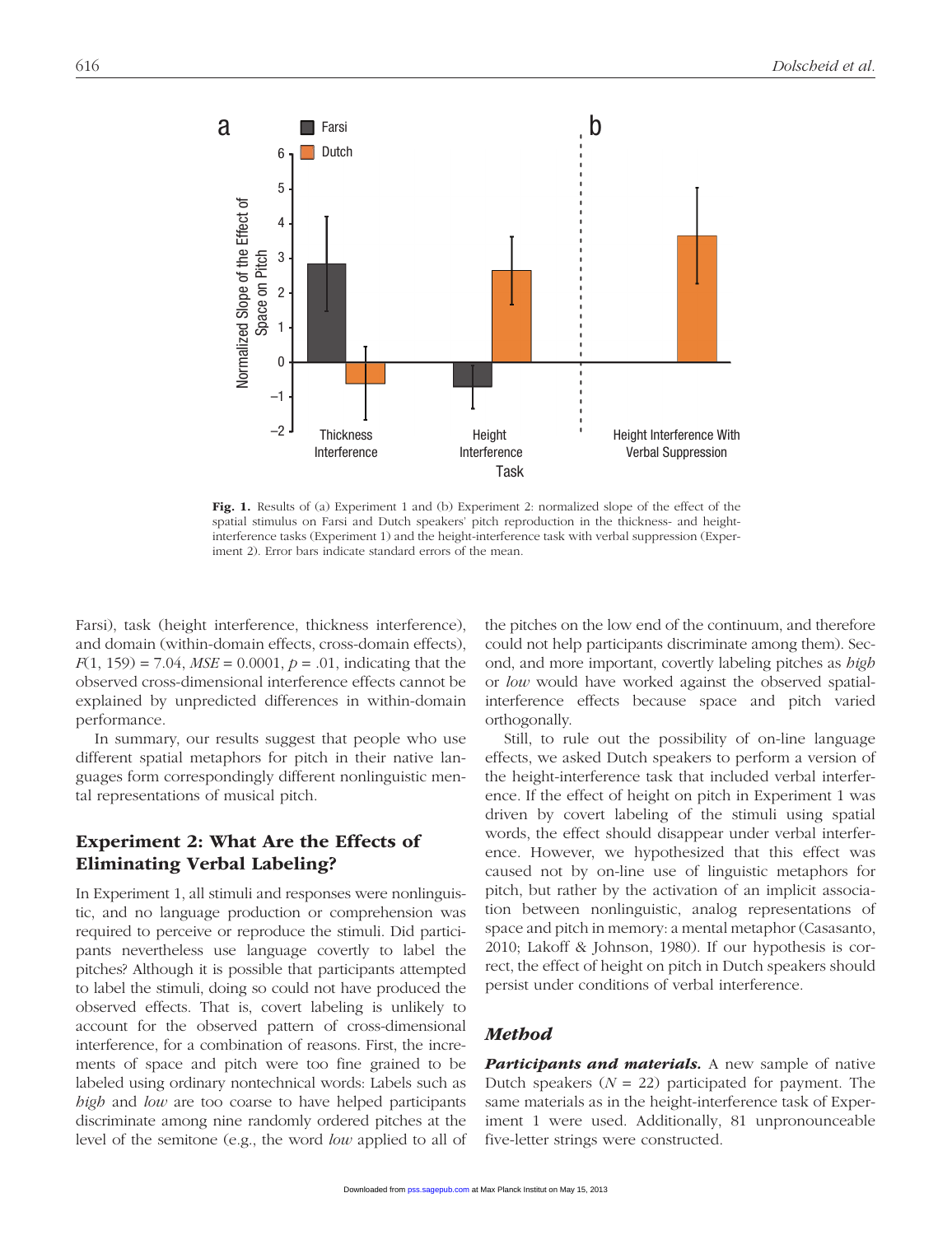Fig. 1. Results of (a) Experiment 1 and (b) Experiment 2: normalized slope of the effect of the spatial stimulus on Farsi and Dutch speakers' pitch reproduction in the thickness- and height-interference tasks (Experiment 1) and the height-interference task with verbal suppression (Experiment 2). Error bars indicate standard errors of the mean.

Farsi), task (height interference, thickness interference), and domain (within-domain effects, cross-domain effects), $F(1, 159) = 7.04$, $MSE = 0.0001$, $p = .01$, indicating that the observed cross-dimensional interference effects cannot be explained by unpredicted differences in within-domain performance.

In summary, our results suggest that people who use different spatial metaphors for pitch in their native languages form correspondingly different nonlinguistic mental representations of musical pitch.

## Experiment 2: What Are the Effects of Eliminating Verbal Labeling?

In Experiment 1, all stimuli and responses were nonlinguistic, and no language production or comprehension was required to perceive or reproduce the stimuli. Did participants nevertheless use language covertly to label the pitches? Although it is possible that participants attempted to label the stimuli, doing so could not have produced the observed effects. That is, covert labeling is unlikely to account for the observed pattern of cross-dimensional interference, for a combination of reasons. First, the increments of space and pitch were too fine grained to be labeled using ordinary nontechnical words: Labels such as *high* and *low* are too coarse to have helped participants discriminate among nine randomly ordered pitches at the level of the semitone (e.g., the word *low* applied to all of the pitches on the low end of the continuum, and therefore could not help participants discriminate among them). Second, and more important, covertly labeling pitches as *high* or *low* would have worked against the observed spatial-interference effects because space and pitch varied orthogonally.

Still, to rule out the possibility of on-line language effects, we asked Dutch speakers to perform a version of the height-interference task that included verbal interference. If the effect of height on pitch in Experiment 1 was driven by covert labeling of the stimuli using spatial words, the effect should disappear under verbal interference. However, we hypothesized that this effect was caused not by on-line use of linguistic metaphors for pitch, but rather by the activation of an implicit association between nonlinguistic, analog representations of space and pitch in memory: a mental metaphor (Casasanto, 2010; Lakoff & Johnson, 1980). If our hypothesis is correct, the effect of height on pitch in Dutch speakers should persist under conditions of verbal interference.

### *Method*

***Participants and materials.*** A new sample of native Dutch speakers ($N = 22$) participated for payment. The same materials as in the height-interference task of Experiment 1 were used. Additionally, 81 unpronounceable five-letter strings were constructed.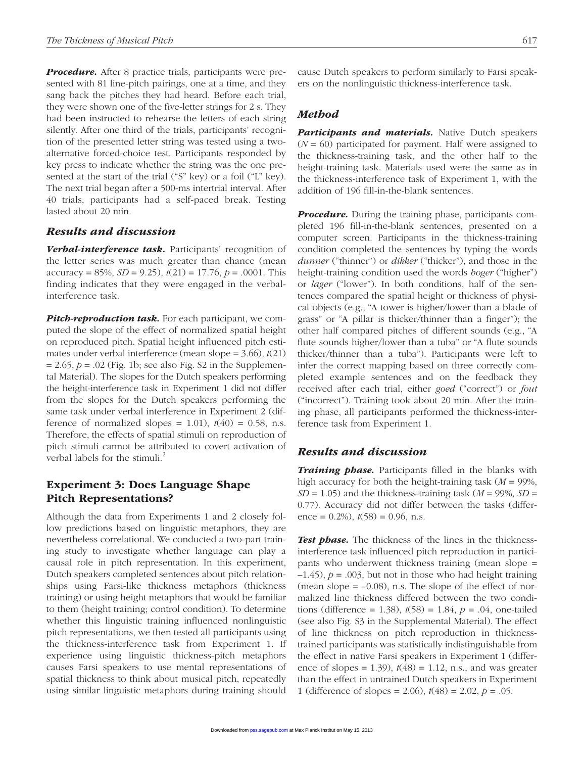***Procedure.*** After 8 practice trials, participants were presented with 81 line-pitch pairings, one at a time, and they sang back the pitches they had heard. Before each trial, they were shown one of the five-letter strings for 2 s. They had been instructed to rehearse the letters of each string silently. After one third of the trials, participants' recognition of the presented letter string was tested using a two-alternative forced-choice test. Participants responded by key press to indicate whether the string was the one presented at the start of the trial ("S" key) or a foil ("L" key). The next trial began after a 500-ms intertrial interval. After 40 trials, participants had a self-paced break. Testing lasted about 20 min.

### Results and discussion

***Verbal-interference task.*** Participants' recognition of the letter series was much greater than chance (mean accuracy = 85%, $SD = 9.25$), $t(21) = 17.76$, $p = .0001$. This finding indicates that they were engaged in the verbal-interference task.

***Pitch-reproduction task.*** For each participant, we computed the slope of the effect of normalized spatial height on reproduced pitch. Spatial height influenced pitch estimates under verbal interference (mean slope = 3.66), $t(21) = 2.65$, $p = .02$ (Fig. 1b; see also Fig. S2 in the Supplemental Material). The slopes for the Dutch speakers performing the height-interference task in Experiment 1 did not differ from the slopes for the Dutch speakers performing the same task under verbal interference in Experiment 2 (difference of normalized slopes = 1.01), $t(40) = 0.58$, n.s. Therefore, the effects of spatial stimuli on reproduction of pitch stimuli cannot be attributed to covert activation of verbal labels for the stimuli.[2]

## Experiment 3: Does Language Shape Pitch Representations?

Although the data from Experiments 1 and 2 closely follow predictions based on linguistic metaphors, they are nevertheless correlational. We conducted a two-part training study to investigate whether language can play a causal role in pitch representation. In this experiment, Dutch speakers completed sentences about pitch relationships using Farsi-like thickness metaphors (thickness training) or using height metaphors that would be familiar to them (height training; control condition). To determine whether this linguistic training influenced nonlinguistic pitch representations, we then tested all participants using the thickness-interference task from Experiment 1. If experience using linguistic thickness-pitch metaphors causes Farsi speakers to use mental representations of spatial thickness to think about musical pitch, repeatedly using similar linguistic metaphors during training should cause Dutch speakers to perform similarly to Farsi speakers on the nonlinguistic thickness-interference task.

### Method

***Participants and materials.*** Native Dutch speakers ($N = 60$) participated for payment. Half were assigned to the thickness-training task, and the other half to the height-training task. Materials used were the same as in the thickness-interference task of Experiment 1, with the addition of 196 fill-in-the-blank sentences.

***Procedure.*** During the training phase, participants completed 196 fill-in-the-blank sentences, presented on a computer screen. Participants in the thickness-training condition completed the sentences by typing the words *dunner* ("thinner") or *dikker* ("thicker"), and those in the height-training condition used the words *hoger* ("higher") or *lager* ("lower"). In both conditions, half of the sentences compared the spatial height or thickness of physical objects (e.g., "A tower is higher/lower than a blade of grass" or "A pillar is thicker/thinner than a finger"); the other half compared pitches of different sounds (e.g., "A flute sounds higher/lower than a tuba" or "A flute sounds thicker/thinner than a tuba"). Participants were left to infer the correct mapping based on three correctly completed example sentences and on the feedback they received after each trial, either *goed* ("correct") or *fout* ("incorrect"). Training took about 20 min. After the training phase, all participants performed the thickness-interference task from Experiment 1.

### Results and discussion

***Training phase.*** Participants filled in the blanks with high accuracy for both the height-training task ($M = 99\%$, $SD = 1.05$) and the thickness-training task ($M = 99\%$, $SD = 0.77$). Accuracy did not differ between the tasks (difference = 0.2%), $t(58) = 0.96$, n.s.

***Test phase.*** The thickness of the lines in the thickness-interference task influenced pitch reproduction in participants who underwent thickness training (mean slope = –1.45), $p = .003$, but not in those who had height training (mean slope = –0.08), n.s. The slope of the effect of normalized line thickness differed between the two conditions (difference = 1.38), $t(58) = 1.84$, $p = .04$, one-tailed (see also Fig. S3 in the Supplemental Material). The effect of line thickness on pitch reproduction in thickness-trained participants was statistically indistinguishable from the effect in native Farsi speakers in Experiment 1 (difference of slopes = 1.39), $t(48) = 1.12$, n.s., and was greater than the effect in untrained Dutch speakers in Experiment 1 (difference of slopes = 2.06), $t(48) = 2.02$, $p = .05$.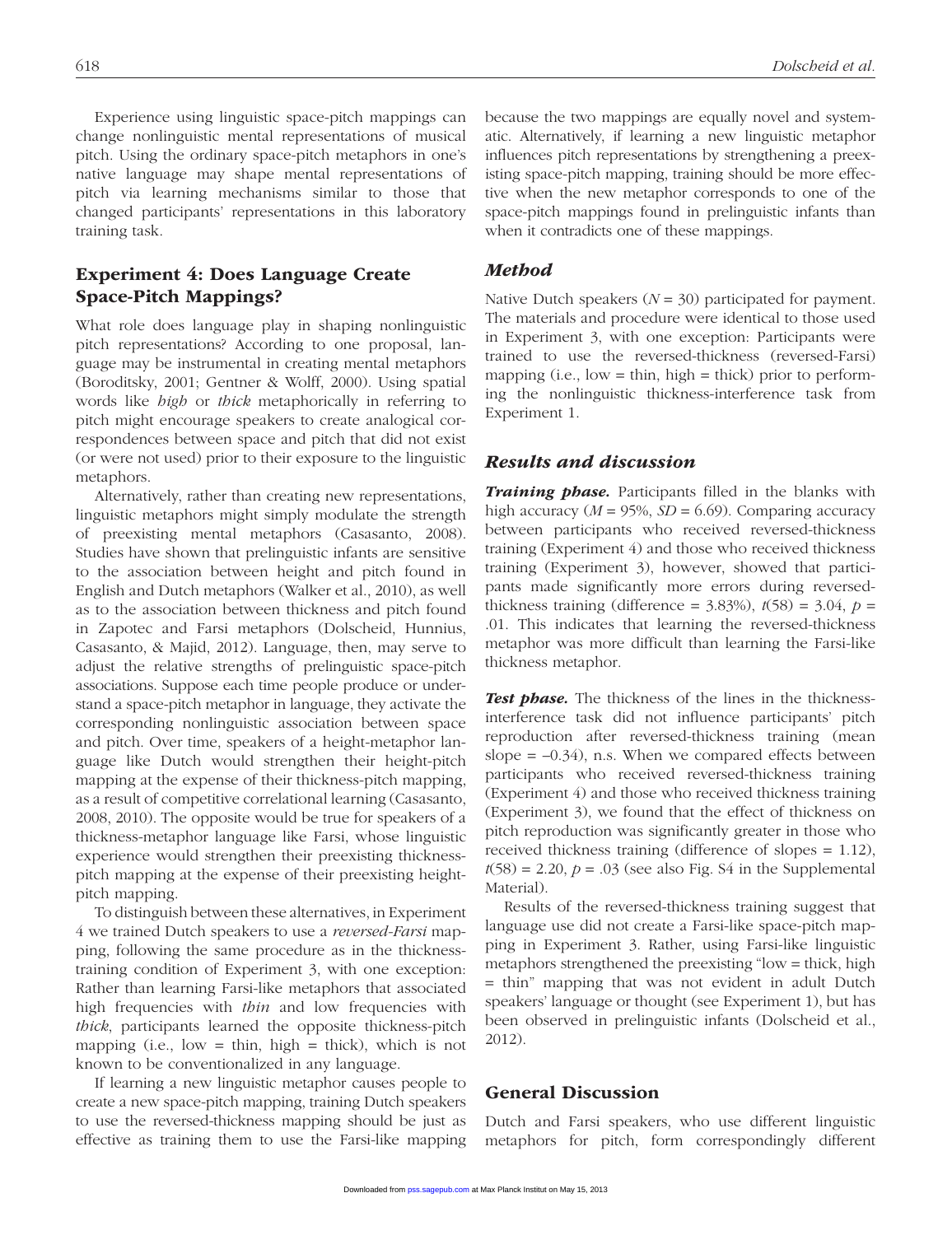Experience using linguistic space-pitch mappings can change nonlinguistic mental representations of musical pitch. Using the ordinary space-pitch metaphors in one's native language may shape mental representations of pitch via learning mechanisms similar to those that changed participants' representations in this laboratory training task.

## Experiment 4: Does Language Create Space-Pitch Mappings?

What role does language play in shaping nonlinguistic pitch representations? According to one proposal, language may be instrumental in creating mental metaphors (Boroditsky, 2001; Gentner & Wolff, 2000). Using spatial words like *high* or *thick* metaphorically in referring to pitch might encourage speakers to create analogical correspondences between space and pitch that did not exist (or were not used) prior to their exposure to the linguistic metaphors.

Alternatively, rather than creating new representations, linguistic metaphors might simply modulate the strength of preexisting mental metaphors (Casasanto, 2008). Studies have shown that prelinguistic infants are sensitive to the association between height and pitch found in English and Dutch metaphors (Walker et al., 2010), as well as to the association between thickness and pitch found in Zapotec and Farsi metaphors (Dolscheid, Hunnius, Casasanto, & Majid, 2012). Language, then, may serve to adjust the relative strengths of prelinguistic space-pitch associations. Suppose each time people produce or understand a space-pitch metaphor in language, they activate the corresponding nonlinguistic association between space and pitch. Over time, speakers of a height-metaphor language like Dutch would strengthen their height-pitch mapping at the expense of their thickness-pitch mapping, as a result of competitive correlational learning (Casasanto, 2008, 2010). The opposite would be true for speakers of a thickness-metaphor language like Farsi, whose linguistic experience would strengthen their preexisting thickness-pitch mapping at the expense of their preexisting height-pitch mapping.

To distinguish between these alternatives, in Experiment 4 we trained Dutch speakers to use a *reversed-Farsi* mapping, following the same procedure as in the thickness-training condition of Experiment 3, with one exception: Rather than learning Farsi-like metaphors that associated high frequencies with *thin* and low frequencies with *thick*, participants learned the opposite thickness-pitch mapping (i.e., low = thin, high = thick), which is not known to be conventionalized in any language.

If learning a new linguistic metaphor causes people to create a new space-pitch mapping, training Dutch speakers to use the reversed-thickness mapping should be just as effective as training them to use the Farsi-like mapping because the two mappings are equally novel and systematic. Alternatively, if learning a new linguistic metaphor influences pitch representations by strengthening a preexisting space-pitch mapping, training should be more effective when the new metaphor corresponds to one of the space-pitch mappings found in prelinguistic infants than when it contradicts one of these mappings.

### *Method*

Native Dutch speakers ($N = 30$) participated for payment. The materials and procedure were identical to those used in Experiment 3, with one exception: Participants were trained to use the reversed-thickness (reversed-Farsi) mapping (i.e., low = thin, high = thick) prior to performing the nonlinguistic thickness-interference task from Experiment 1.

### *Results and discussion*

***Training phase.*** Participants filled in the blanks with high accuracy ($M = 95\%$, $SD = 6.69$). Comparing accuracy between participants who received reversed-thickness training (Experiment 4) and those who received thickness training (Experiment 3), however, showed that participants made significantly more errors during reversed-thickness training (difference = 3.83%), $t(58) = 3.04$, $p = .01$. This indicates that learning the reversed-thickness metaphor was more difficult than learning the Farsi-like thickness metaphor.

***Test phase.*** The thickness of the lines in the thickness-interference task did not influence participants' pitch reproduction after reversed-thickness training (mean slope = –0.34), n.s. When we compared effects between participants who received reversed-thickness training (Experiment 4) and those who received thickness training (Experiment 3), we found that the effect of thickness on pitch reproduction was significantly greater in those who received thickness training (difference of slopes = 1.12), $t(58) = 2.20$, $p = .03$ (see also Fig. S4 in the Supplemental Material).

Results of the reversed-thickness training suggest that language use did not create a Farsi-like space-pitch mapping in Experiment 3. Rather, using Farsi-like linguistic metaphors strengthened the preexisting "low = thick, high = thin" mapping that was not evident in adult Dutch speakers' language or thought (see Experiment 1), but has been observed in prelinguistic infants (Dolscheid et al., 2012).

## General Discussion

Dutch and Farsi speakers, who use different linguistic metaphors for pitch, form correspondingly different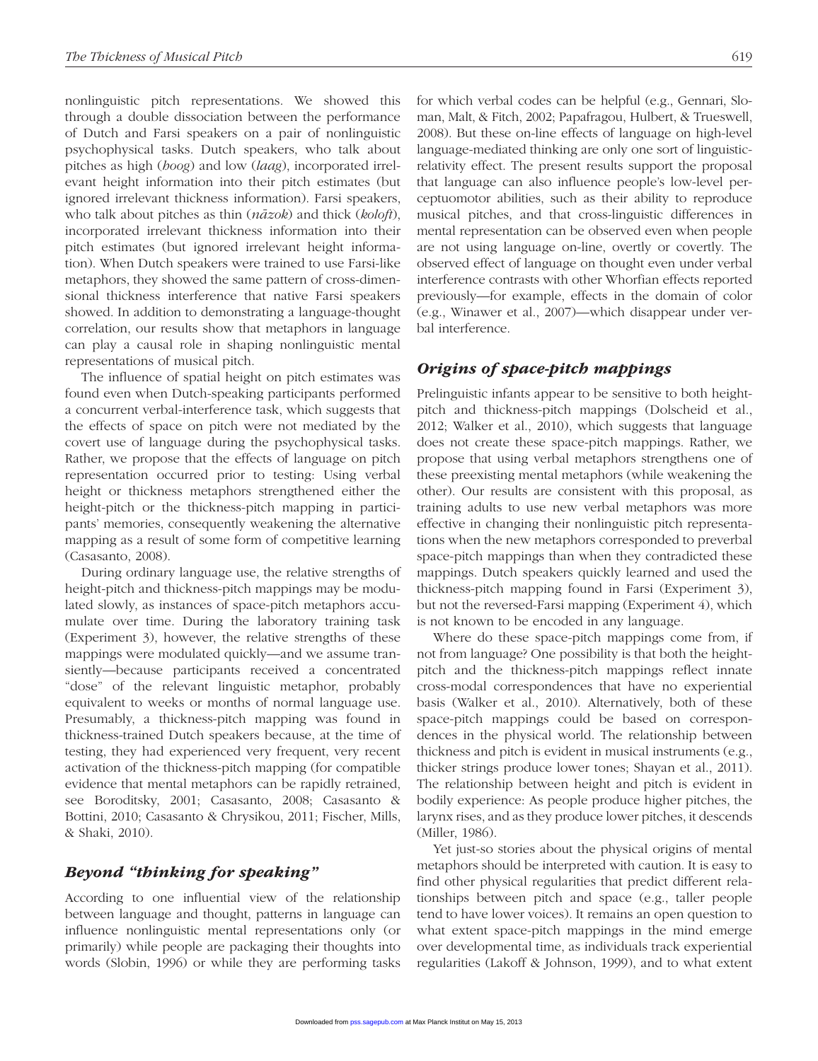nonlinguistic pitch representations. We showed this through a double dissociation between the performance of Dutch and Farsi speakers on a pair of nonlinguistic psychophysical tasks. Dutch speakers, who talk about pitches as high (*hoog*) and low (*laag*), incorporated irrelevant height information into their pitch estimates (but ignored irrelevant thickness information). Farsi speakers, who talk about pitches as thin (*nāzok*) and thick (*koloft*), incorporated irrelevant thickness information into their pitch estimates (but ignored irrelevant height information). When Dutch speakers were trained to use Farsi-like metaphors, they showed the same pattern of cross-dimensional thickness interference that native Farsi speakers showed. In addition to demonstrating a language-thought correlation, our results show that metaphors in language can play a causal role in shaping nonlinguistic mental representations of musical pitch.

The influence of spatial height on pitch estimates was found even when Dutch-speaking participants performed a concurrent verbal-interference task, which suggests that the effects of space on pitch were not mediated by the covert use of language during the psychophysical tasks. Rather, we propose that the effects of language on pitch representation occurred prior to testing: Using verbal height or thickness metaphors strengthened either the height-pitch or the thickness-pitch mapping in participants' memories, consequently weakening the alternative mapping as a result of some form of competitive learning (Casasanto, 2008).

During ordinary language use, the relative strengths of height-pitch and thickness-pitch mappings may be modulated slowly, as instances of space-pitch metaphors accumulate over time. During the laboratory training task (Experiment 3), however, the relative strengths of these mappings were modulated quickly—and we assume transiently—because participants received a concentrated "dose" of the relevant linguistic metaphor, probably equivalent to weeks or months of normal language use. Presumably, a thickness-pitch mapping was found in thickness-trained Dutch speakers because, at the time of testing, they had experienced very frequent, very recent activation of the thickness-pitch mapping (for compatible evidence that mental metaphors can be rapidly retrained, see Boroditsky, 2001; Casasanto, 2008; Casasanto & Bottini, 2010; Casasanto & Chrysikou, 2011; Fischer, Mills, & Shaki, 2010).

## *Beyond "thinking for speaking"*

According to one influential view of the relationship between language and thought, patterns in language can influence nonlinguistic mental representations only (or primarily) while people are packaging their thoughts into words (Slobin, 1996) or while they are performing tasks for which verbal codes can be helpful (e.g., Gennari, Sloman, Malt, & Fitch, 2002; Papafragou, Hulbert, & Trueswell, 2008). But these on-line effects of language on high-level language-mediated thinking are only one sort of linguistic-relativity effect. The present results support the proposal that language can also influence people's low-level perceptuomotor abilities, such as their ability to reproduce musical pitches, and that cross-linguistic differences in mental representation can be observed even when people are not using language on-line, overtly or covertly. The observed effect of language on thought even under verbal interference contrasts with other Whorfian effects reported previously—for example, effects in the domain of color (e.g., Winawer et al., 2007)—which disappear under verbal interference.

## *Origins of space-pitch mappings*

Prelinguistic infants appear to be sensitive to both height-pitch and thickness-pitch mappings (Dolscheid et al., 2012; Walker et al., 2010), which suggests that language does not create these space-pitch mappings. Rather, we propose that using verbal metaphors strengthens one of these preexisting mental metaphors (while weakening the other). Our results are consistent with this proposal, as training adults to use new verbal metaphors was more effective in changing their nonlinguistic pitch representations when the new metaphors corresponded to preverbal space-pitch mappings than when they contradicted these mappings. Dutch speakers quickly learned and used the thickness-pitch mapping found in Farsi (Experiment 3), but not the reversed-Farsi mapping (Experiment 4), which is not known to be encoded in any language.

Where do these space-pitch mappings come from, if not from language? One possibility is that both the height-pitch and the thickness-pitch mappings reflect innate cross-modal correspondences that have no experiential basis (Walker et al., 2010). Alternatively, both of these space-pitch mappings could be based on correspondences in the physical world. The relationship between thickness and pitch is evident in musical instruments (e.g., thicker strings produce lower tones; Shayan et al., 2011). The relationship between height and pitch is evident in bodily experience: As people produce higher pitches, the larynx rises, and as they produce lower pitches, it descends (Miller, 1986).

Yet just-so stories about the physical origins of mental metaphors should be interpreted with caution. It is easy to find other physical regularities that predict different relationships between pitch and space (e.g., taller people tend to have lower voices). It remains an open question to what extent space-pitch mappings in the mind emerge over developmental time, as individuals track experiential regularities (Lakoff & Johnson, 1999), and to what extent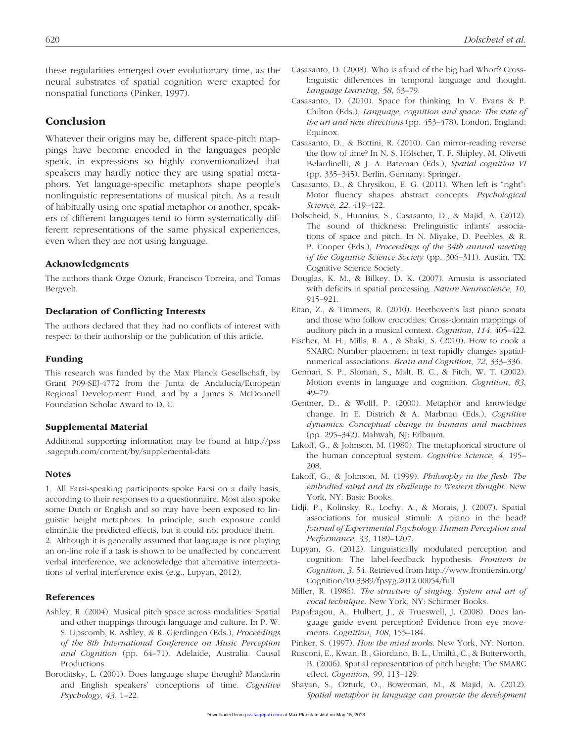these regularities emerged over evolutionary time, as the neural substrates of spatial cognition were exapted for nonspatial functions (Pinker, 1997).

## Conclusion

Whatever their origins may be, different space-pitch mappings have become encoded in the languages people speak, in expressions so highly conventionalized that speakers may hardly notice they are using spatial metaphors. Yet language-specific metaphors shape people's nonlinguistic representations of musical pitch. As a result of habitually using one spatial metaphor or another, speakers of different languages tend to form systematically different representations of the same physical experiences, even when they are not using language.

### Acknowledgments

The authors thank Ozge Ozturk, Francisco Torreira, and Tomas Bergvelt.

### Declaration of Conflicting Interests

The authors declared that they had no conflicts of interest with respect to their authorship or the publication of this article.

### Funding

This research was funded by the Max Planck Gesellschaft, by Grant P09-SEJ-4772 from the Junta de Andalucía/European Regional Development Fund, and by a James S. McDonnell Foundation Scholar Award to D. C.

### Supplemental Material

Additional supporting information may be found at http://pss.sagepub.com/content/by/supplemental-data

### Notes

1. All Farsi-speaking participants spoke Farsi on a daily basis, according to their responses to a questionnaire. Most also spoke some Dutch or English and so may have been exposed to linguistic height metaphors. In principle, such exposure could eliminate the predicted effects, but it could not produce them.
2. Although it is generally assumed that language is not playing an on-line role if a task is shown to be unaffected by concurrent verbal interference, we acknowledge that alternative interpretations of verbal interference exist (e.g., Lupyan, 2012).

### References

Ashley, R. (2004). Musical pitch space across modalities: Spatial and other mappings through language and culture. In P. W. S. Lipscomb, R. Ashley, & R. Gjerdingen (Eds.), *Proceedings of the 8th International Conference on Music Perception and Cognition* (pp. 64–71). Adelaide, Australia: Causal Productions.

Boroditsky, L. (2001). Does language shape thought? Mandarin and English speakers' conceptions of time. *Cognitive Psychology*, *43*, 1–22.

Casasanto, D. (2008). Who is afraid of the big bad Whorf? Cross-linguistic differences in temporal language and thought. *Language Learning*, *58*, 63–79.

Casasanto, D. (2010). Space for thinking. In V. Evans & P. Chilton (Eds.), *Language, cognition and space: The state of the art and new directions* (pp. 453–478). London, England: Equinox.

Casasanto, D., & Bottini, R. (2010). Can mirror-reading reverse the flow of time? In N. S. Hölscher, T. F. Shipley, M. Olivetti Belardinelli, & J. A. Bateman (Eds.), *Spatial cognition VI* (pp. 335–345). Berlin, Germany: Springer.

Casasanto, D., & Chrysikou, E. G. (2011). When left is "right": Motor fluency shapes abstract concepts. *Psychological Science*, *22*, 419–422.

Dolscheid, S., Hunnius, S., Casasanto, D., & Majid, A. (2012). The sound of thickness: Prelinguistic infants' associations of space and pitch. In N. Miyake, D. Peebles, & R. P. Cooper (Eds.), *Proceedings of the 34th annual meeting of the Cognitive Science Society* (pp. 306–311). Austin, TX: Cognitive Science Society.

Douglas, K. M., & Bilkey, D. K. (2007). Amusia is associated with deficits in spatial processing. *Nature Neuroscience*, *10*, 915–921.

Eitan, Z., & Timmers, R. (2010). Beethoven's last piano sonata and those who follow crocodiles: Cross-domain mappings of auditory pitch in a musical context. *Cognition*, *114*, 405–422.

Fischer, M. H., Mills, R. A., & Shaki, S. (2010). How to cook a SNARC: Number placement in text rapidly changes spatial-numerical associations. *Brain and Cognition*, *72*, 333–336.

Gennari, S. P., Sloman, S., Malt, B. C., & Fitch, W. T. (2002). Motion events in language and cognition. *Cognition*, *83*, 49–79.

Gentner, D., & Wolff, P. (2000). Metaphor and knowledge change. In E. Districh & A. Marbnau (Eds.), *Cognitive dynamics: Conceptual change in humans and machines* (pp. 295–342). Mahwah, NJ: Erlbaum.

Lakoff, G., & Johnson, M. (1980). The metaphorical structure of the human conceptual system. *Cognitive Science*, *4*, 195–208.

Lakoff, G., & Johnson, M. (1999). *Philosophy in the flesh: The embodied mind and its challenge to Western thought*. New York, NY: Basic Books.

Lidji, P., Kolinsky, R., Lochy, A., & Morais, J. (2007). Spatial associations for musical stimuli: A piano in the head? *Journal of Experimental Psychology: Human Perception and Performance*, *33*, 1189–1207.

Lupyan, G. (2012). Linguistically modulated perception and cognition: The label-feedback hypothesis. *Frontiers in Cognition*, *3*, 54. Retrieved from http://www.frontiersin.org/Cognition/10.3389/fpsyg.2012.00054/full

Miller, R. (1986). *The structure of singing: System and art of vocal technique*. New York, NY: Schirmer Books.

Papafragou, A., Hulbert, J., & Trueswell, J. (2008). Does language guide event perception? Evidence from eye movements. *Cognition*, *108*, 155–184.

Pinker, S. (1997). *How the mind works*. New York, NY: Norton.

Rusconi, E., Kwan, B., Giordano, B. L., Umiltà, C., & Butterworth, B. (2006). Spatial representation of pitch height: The SMARC effect. *Cognition*, *99*, 113–129.

Shayan, S., Ozturk, O., Bowerman, M., & Majid, A. (2012). *Spatial metaphor in language can promote the development*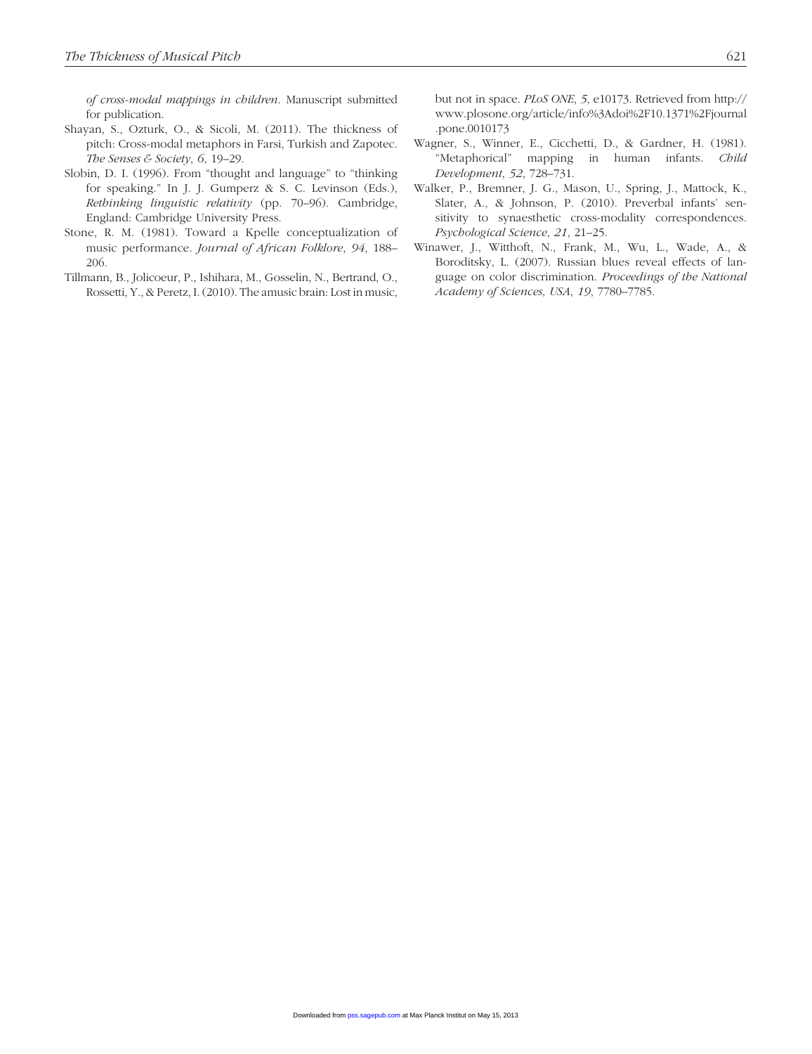*of cross-modal mappings in children*. Manuscript submitted for publication.

Shayan, S., Ozturk, O., & Sicoli, M. (2011). The thickness of pitch: Cross-modal metaphors in Farsi, Turkish and Zapotec. *The Senses & Society*, *6*, 19–29.

Slobin, D. I. (1996). From "thought and language" to "thinking for speaking." In J. J. Gumperz & S. C. Levinson (Eds.), *Rethinking linguistic relativity* (pp. 70–96). Cambridge, England: Cambridge University Press.

Stone, R. M. (1981). Toward a Kpelle conceptualization of music performance. *Journal of African Folklore*, *94*, 188–206.

Tillmann, B., Jolicoeur, P., Ishihara, M., Gosselin, N., Bertrand, O., Rossetti, Y., & Peretz, I. (2010). The amusic brain: Lost in music, but not in space. *PLoS ONE*, *5*, e10173. Retrieved from http://www.plosone.org/article/info%3Adoi%2F10.1371%2Fjournal.pone.0010173

Wagner, S., Winner, E., Cicchetti, D., & Gardner, H. (1981). "Metaphorical" mapping in human infants. *Child Development*, *52*, 728–731.

Walker, P., Bremner, J. G., Mason, U., Spring, J., Mattock, K., Slater, A., & Johnson, P. (2010). Preverbal infants' sensitivity to synaesthetic cross-modality correspondences. *Psychological Science*, *21*, 21–25.

Winawer, J., Witthoft, N., Frank, M., Wu, L., Wade, A., & Boroditsky, L. (2007). Russian blues reveal effects of language on color discrimination. *Proceedings of the National Academy of Sciences, USA*, *19*, 7780–7785.